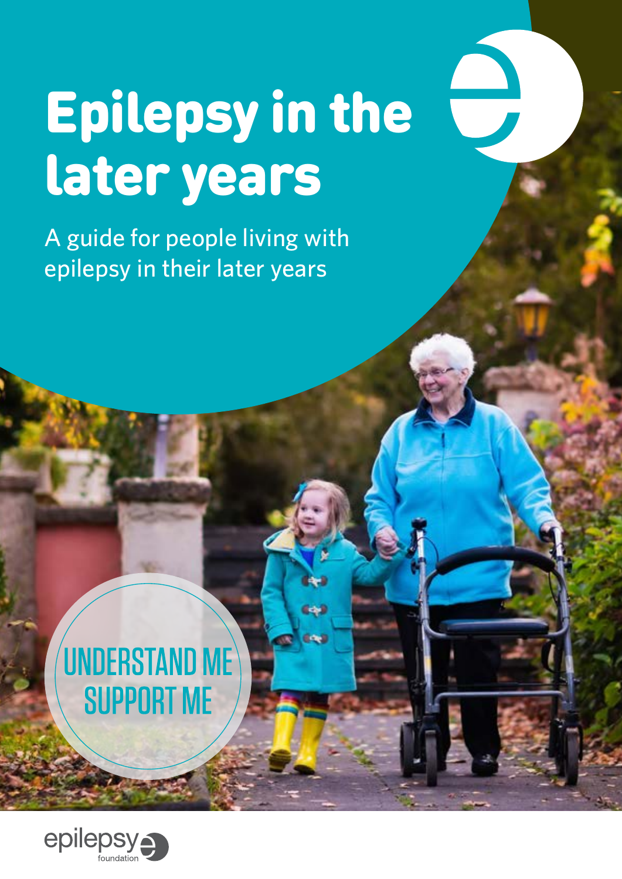# Epilepsy in the later years

A guide for people living with epilepsy in their later years

UNDERSTAND ME
SUPPORT ME

epilepsy foundation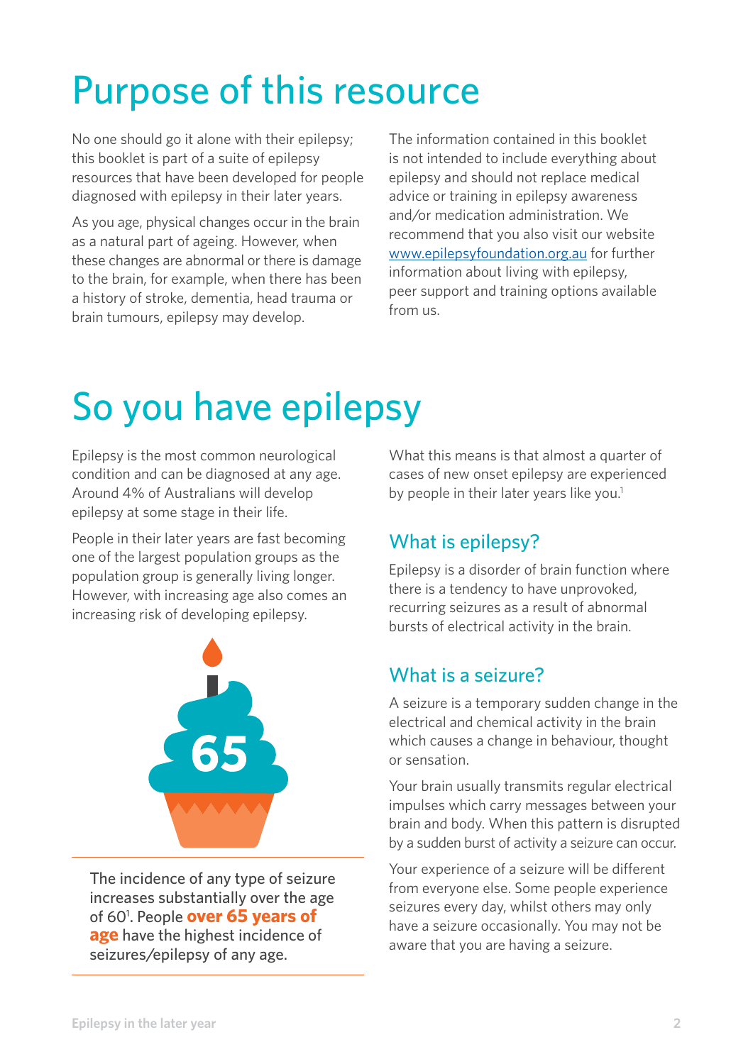# Purpose of this resource

No one should go it alone with their epilepsy; this booklet is part of a suite of epilepsy resources that have been developed for people diagnosed with epilepsy in their later years.

As you age, physical changes occur in the brain as a natural part of ageing. However, when these changes are abnormal or there is damage to the brain, for example, when there has been a history of stroke, dementia, head trauma or brain tumours, epilepsy may develop.

The information contained in this booklet is not intended to include everything about epilepsy and should not replace medical advice or training in epilepsy awareness and/or medication administration. We recommend that you also visit our website www.epilepsyfoundation.org.au for further information about living with epilepsy, peer support and training options available from us.

# So you have epilepsy

Epilepsy is the most common neurological condition and can be diagnosed at any age. Around 4% of Australians will develop epilepsy at some stage in their life.

People in their later years are fast becoming one of the largest population groups as the population group is generally living longer. However, with increasing age also comes an increasing risk of developing epilepsy.

65

The incidence of any type of seizure increases substantially over the age of 60[1]. People **over 65 years of age** have the highest incidence of seizures/epilepsy of any age.

What this means is that almost a quarter of cases of new onset epilepsy are experienced by people in their later years like you.[1]

## What is epilepsy?

Epilepsy is a disorder of brain function where there is a tendency to have unprovoked, recurring seizures as a result of abnormal bursts of electrical activity in the brain.

## What is a seizure?

A seizure is a temporary sudden change in the electrical and chemical activity in the brain which causes a change in behaviour, thought or sensation.

Your brain usually transmits regular electrical impulses which carry messages between your brain and body. When this pattern is disrupted by a sudden burst of activity a seizure can occur.

Your experience of a seizure will be different from everyone else. Some people experience seizures every day, whilst others may only have a seizure occasionally. You may not be aware that you are having a seizure.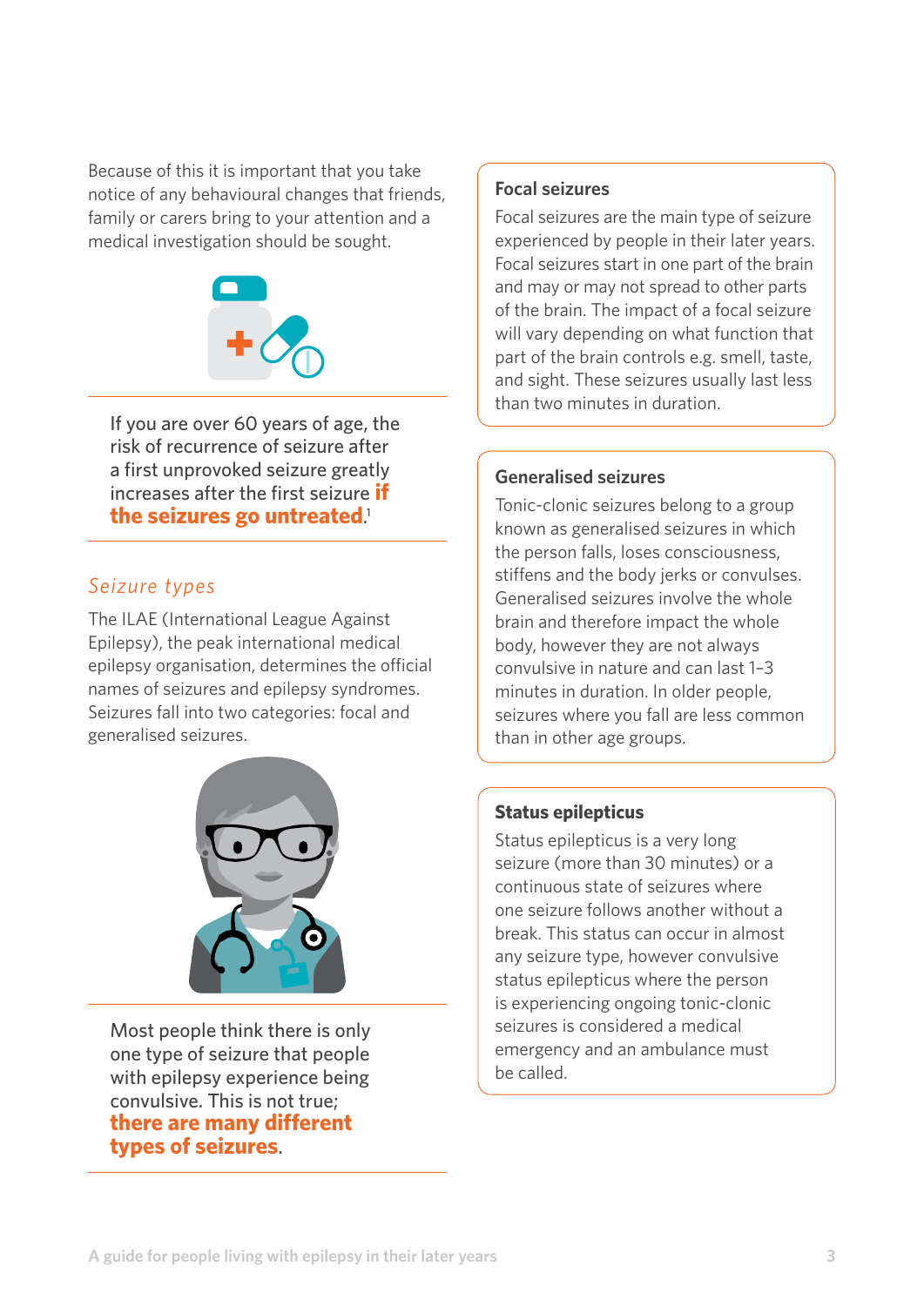Because of this it is important that you take notice of any behavioural changes that friends, family or carers bring to your attention and a medical investigation should be sought.

If you are over 60 years of age, the risk of recurrence of seizure after a first unprovoked seizure greatly increases after the first seizure **if the seizures go untreated**.[1]

## *Seizure types*

The ILAE (International League Against Epilepsy), the peak international medical epilepsy organisation, determines the official names of seizures and epilepsy syndromes. Seizures fall into two categories: focal and generalised seizures.

Most people think there is only one type of seizure that people with epilepsy experience being convulsive. This is not true; **there are many different types of seizures**.

### Focal seizures

Focal seizures are the main type of seizure experienced by people in their later years. Focal seizures start in one part of the brain and may or may not spread to other parts of the brain. The impact of a focal seizure will vary depending on what function that part of the brain controls e.g. smell, taste, and sight. These seizures usually last less than two minutes in duration.

### Generalised seizures

Tonic-clonic seizures belong to a group known as generalised seizures in which the person falls, loses consciousness, stiffens and the body jerks or convulses. Generalised seizures involve the whole brain and therefore impact the whole body, however they are not always convulsive in nature and can last 1–3 minutes in duration. In older people, seizures where you fall are less common than in other age groups.

### Status epilepticus

Status epilepticus is a very long seizure (more than 30 minutes) or a continuous state of seizures where one seizure follows another without a break. This status can occur in almost any seizure type, however convulsive status epilepticus where the person is experiencing ongoing tonic-clonic seizures is considered a medical emergency and an ambulance must be called.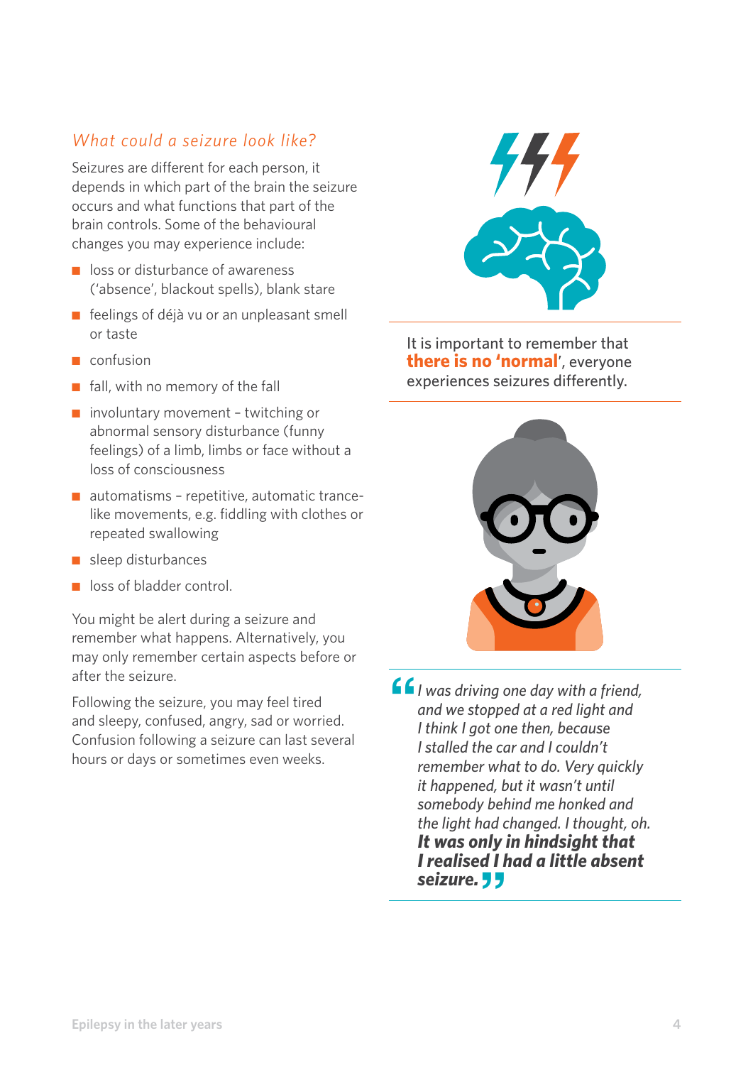## *What could a seizure look like?*

Seizures are different for each person, it depends in which part of the brain the seizure occurs and what functions that part of the brain controls. Some of the behavioural changes you may experience include:

- loss or disturbance of awareness ('absence', blackout spells), blank stare
- feelings of déjà vu or an unpleasant smell or taste
- confusion
- fall, with no memory of the fall
- involuntary movement – twitching or abnormal sensory disturbance (funny feelings) of a limb, limbs or face without a loss of consciousness
- automatisms – repetitive, automatic trance-like movements, e.g. fiddling with clothes or repeated swallowing
- sleep disturbances
- loss of bladder control.

You might be alert during a seizure and remember what happens. Alternatively, you may only remember certain aspects before or after the seizure.

Following the seizure, you may feel tired and sleepy, confused, angry, sad or worried. Confusion following a seizure can last several hours or days or sometimes even weeks.

It is important to remember that **there is no 'normal'**, everyone experiences seizures differently.

> *"I was driving one day with a friend, and we stopped at a red light and I think I got one then, because I stalled the car and I couldn't remember what to do. Very quickly it happened, but it wasn't until somebody behind me honked and the light had changed. I thought, oh.* ***It was only in hindsight that I realised I had a little absent seizure.****"*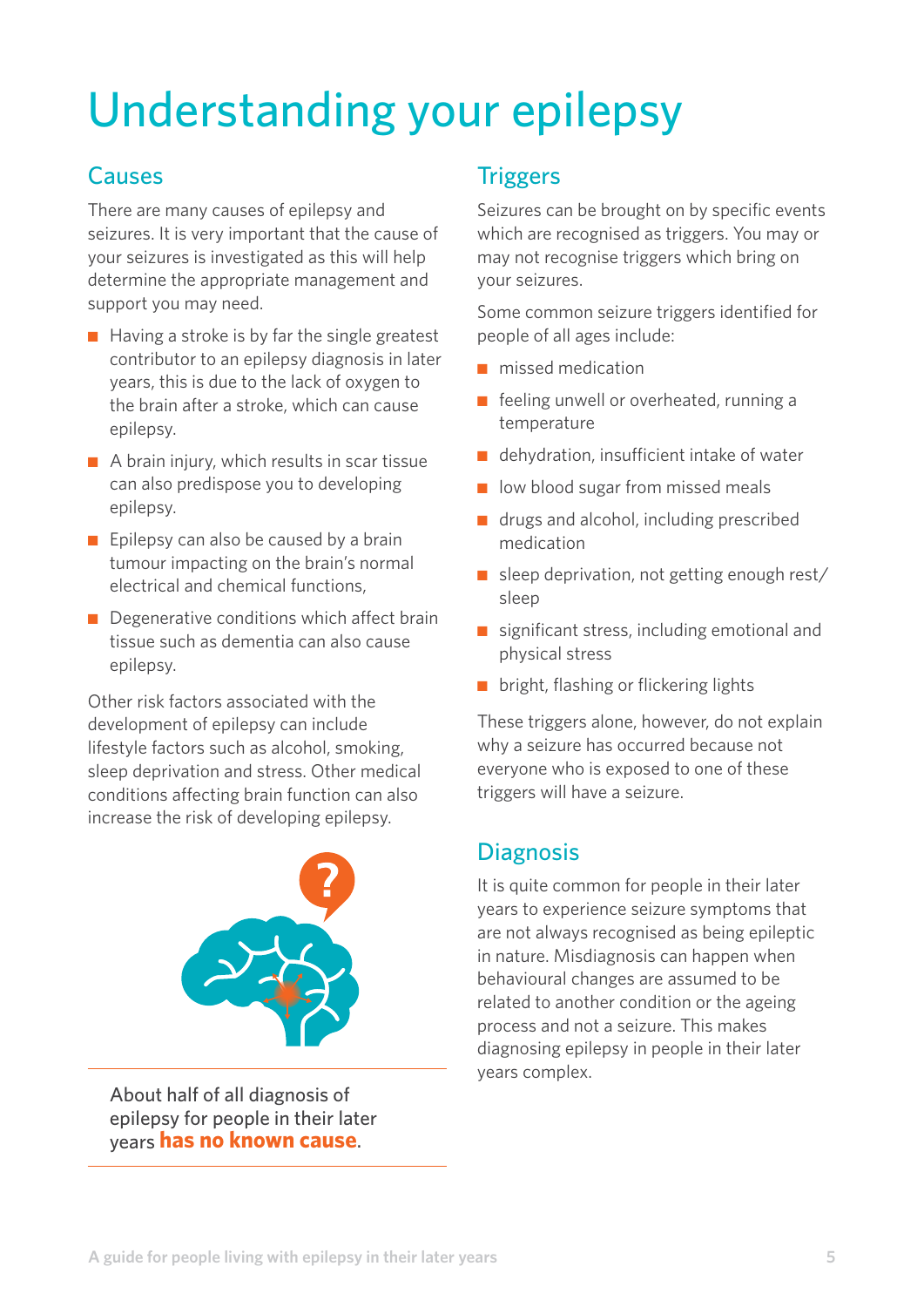# Understanding your epilepsy

## Causes

There are many causes of epilepsy and seizures. It is very important that the cause of your seizures is investigated as this will help determine the appropriate management and support you may need.

- Having a stroke is by far the single greatest contributor to an epilepsy diagnosis in later years, this is due to the lack of oxygen to the brain after a stroke, which can cause epilepsy.
- A brain injury, which results in scar tissue can also predispose you to developing epilepsy.
- Epilepsy can also be caused by a brain tumour impacting on the brain's normal electrical and chemical functions,
- Degenerative conditions which affect brain tissue such as dementia can also cause epilepsy.

Other risk factors associated with the development of epilepsy can include lifestyle factors such as alcohol, smoking, sleep deprivation and stress. Other medical conditions affecting brain function can also increase the risk of developing epilepsy.

About half of all diagnosis of epilepsy for people in their later years **has no known cause**.

## Triggers

Seizures can be brought on by specific events which are recognised as triggers. You may or may not recognise triggers which bring on your seizures.

Some common seizure triggers identified for people of all ages include:

- missed medication
- feeling unwell or overheated, running a temperature
- dehydration, insufficient intake of water
- low blood sugar from missed meals
- drugs and alcohol, including prescribed medication
- sleep deprivation, not getting enough rest/ sleep
- significant stress, including emotional and physical stress
- bright, flashing or flickering lights

These triggers alone, however, do not explain why a seizure has occurred because not everyone who is exposed to one of these triggers will have a seizure.

## Diagnosis

It is quite common for people in their later years to experience seizure symptoms that are not always recognised as being epileptic in nature. Misdiagnosis can happen when behavioural changes are assumed to be related to another condition or the ageing process and not a seizure. This makes diagnosing epilepsy in people in their later years complex.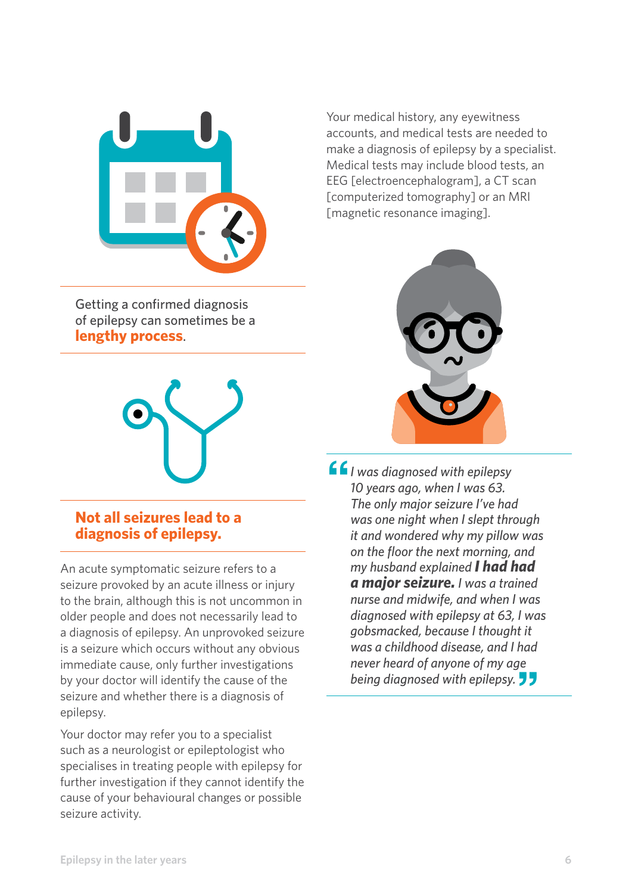Getting a confirmed diagnosis of epilepsy can sometimes be a **lengthy process**.

## Not all seizures lead to a diagnosis of epilepsy.

An acute symptomatic seizure refers to a seizure provoked by an acute illness or injury to the brain, although this is not uncommon in older people and does not necessarily lead to a diagnosis of epilepsy. An unprovoked seizure is a seizure which occurs without any obvious immediate cause, only further investigations by your doctor will identify the cause of the seizure and whether there is a diagnosis of epilepsy.

Your doctor may refer you to a specialist such as a neurologist or epileptologist who specialises in treating people with epilepsy for further investigation if they cannot identify the cause of your behavioural changes or possible seizure activity.

Your medical history, any eyewitness accounts, and medical tests are needed to make a diagnosis of epilepsy by a specialist. Medical tests may include blood tests, an EEG [electroencephalogram], a CT scan [computerized tomography] or an MRI [magnetic resonance imaging].

> *"I was diagnosed with epilepsy 10 years ago, when I was 63. The only major seizure I've had was one night when I slept through it and wondered why my pillow was on the floor the next morning, and my husband explained* ***I had had a major seizure.*** *I was a trained nurse and midwife, and when I was diagnosed with epilepsy at 63, I was gobsmacked, because I thought it was a childhood disease, and I had never heard of anyone of my age being diagnosed with epilepsy."*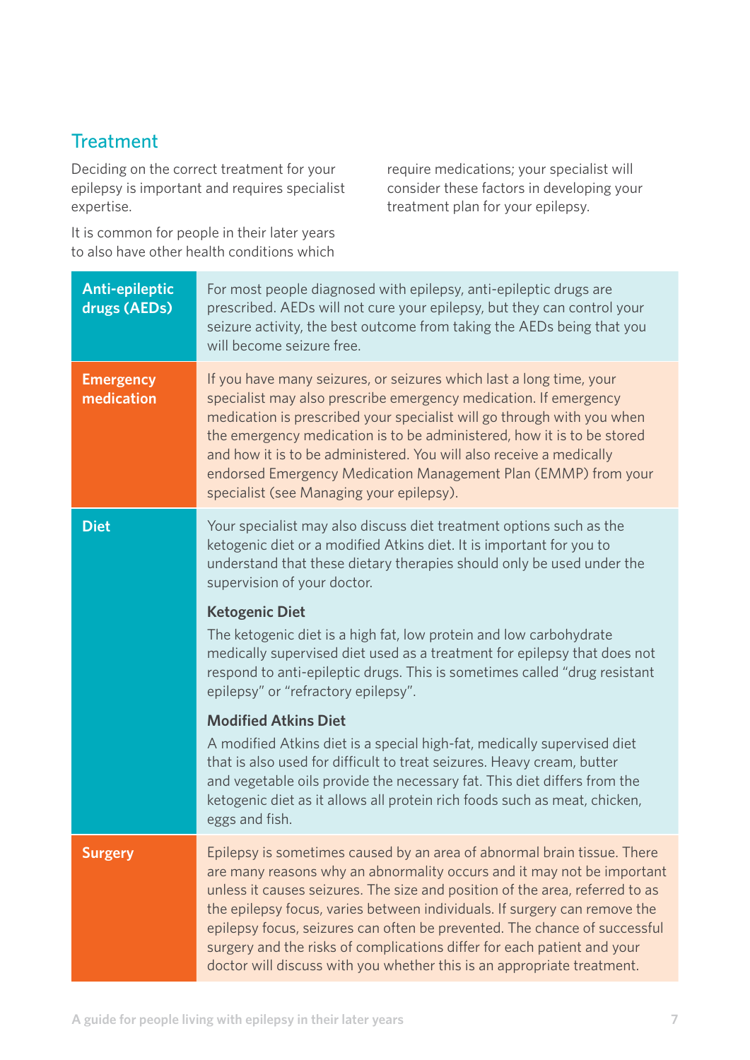## Treatment

Deciding on the correct treatment for your epilepsy is important and requires specialist expertise.

It is common for people in their later years to also have other health conditions which require medications; your specialist will consider these factors in developing your treatment plan for your epilepsy.

### Anti-epileptic drugs (AEDs)

For most people diagnosed with epilepsy, anti-epileptic drugs are prescribed. AEDs will not cure your epilepsy, but they can control your seizure activity, the best outcome from taking the AEDs being that you will become seizure free.

### Emergency medication

If you have many seizures, or seizures which last a long time, your specialist may also prescribe emergency medication. If emergency medication is prescribed your specialist will go through with you when the emergency medication is to be administered, how it is to be stored and how it is to be administered. You will also receive a medically endorsed Emergency Medication Management Plan (EMMP) from your specialist (see Managing your epilepsy).

### Diet

Your specialist may also discuss diet treatment options such as the ketogenic diet or a modified Atkins diet. It is important for you to understand that these dietary therapies should only be used under the supervision of your doctor.

**Ketogenic Diet**

The ketogenic diet is a high fat, low protein and low carbohydrate medically supervised diet used as a treatment for epilepsy that does not respond to anti-epileptic drugs. This is sometimes called "drug resistant epilepsy" or "refractory epilepsy".

**Modified Atkins Diet**

A modified Atkins diet is a special high-fat, medically supervised diet that is also used for difficult to treat seizures. Heavy cream, butter and vegetable oils provide the necessary fat. This diet differs from the ketogenic diet as it allows all protein rich foods such as meat, chicken, eggs and fish.

### Surgery

Epilepsy is sometimes caused by an area of abnormal brain tissue. There are many reasons why an abnormality occurs and it may not be important unless it causes seizures. The size and position of the area, referred to as the epilepsy focus, varies between individuals. If surgery can remove the epilepsy focus, seizures can often be prevented. The chance of successful surgery and the risks of complications differ for each patient and your doctor will discuss with you whether this is an appropriate treatment.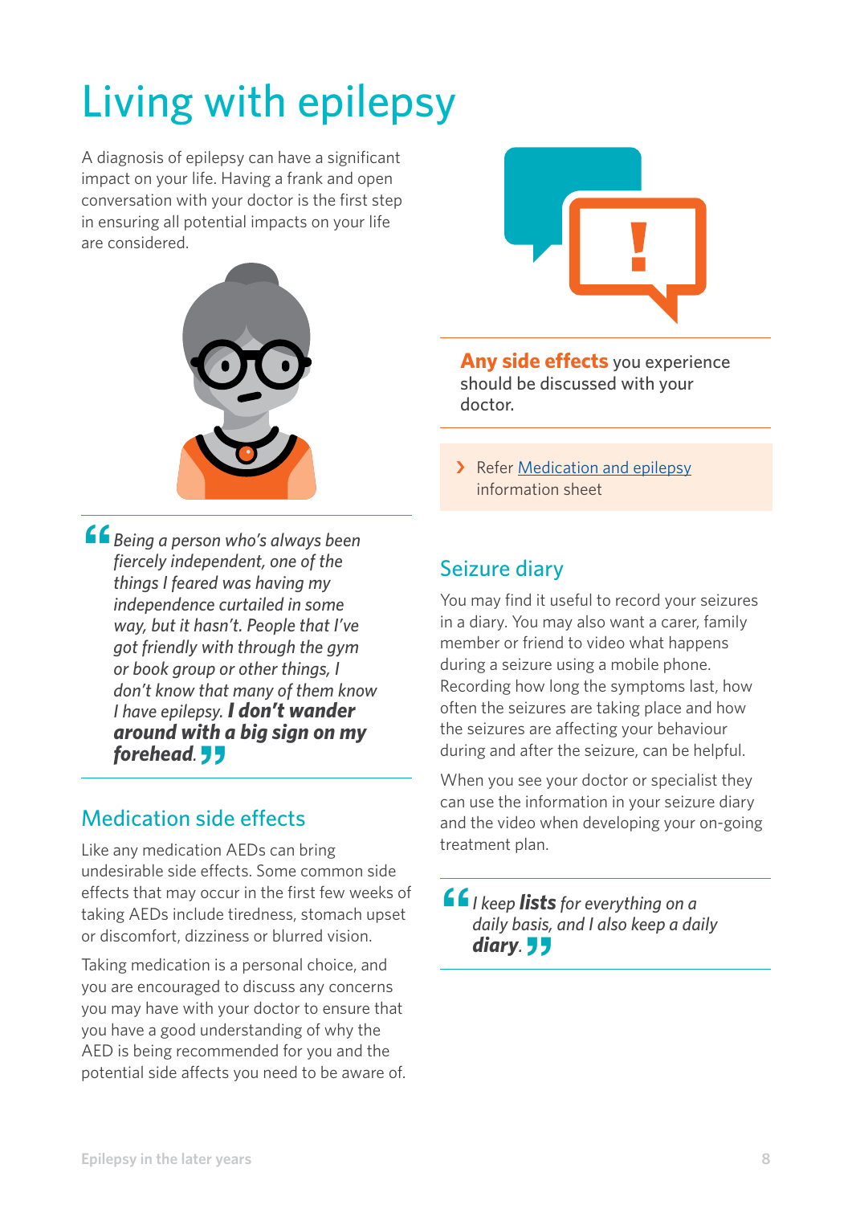# Living with epilepsy

A diagnosis of epilepsy can have a significant impact on your life. Having a frank and open conversation with your doctor is the first step in ensuring all potential impacts on your life are considered.

> *Being a person who's always been fiercely independent, one of the things I feared was having my independence curtailed in some way, but it hasn't. People that I've got friendly with through the gym or book group or other things, I don't know that many of them know I have epilepsy.* ***I don't wander around with a big sign on my forehead.***

## Medication side effects

Like any medication AEDs can bring undesirable side effects. Some common side effects that may occur in the first few weeks of taking AEDs include tiredness, stomach upset or discomfort, dizziness or blurred vision.

Taking medication is a personal choice, and you are encouraged to discuss any concerns you may have with your doctor to ensure that you have a good understanding of why the AED is being recommended for you and the potential side affects you need to be aware of.

**Any side effects** you experience should be discussed with your doctor.

› Refer [Medication and epilepsy] information sheet

## Seizure diary

You may find it useful to record your seizures in a diary. You may also want a carer, family member or friend to video what happens during a seizure using a mobile phone. Recording how long the symptoms last, how often the seizures are taking place and how the seizures are affecting your behaviour during and after the seizure, can be helpful.

When you see your doctor or specialist they can use the information in your seizure diary and the video when developing your on-going treatment plan.

> *I keep* ***lists*** *for everything on a daily basis, and I also keep a daily* ***diary***.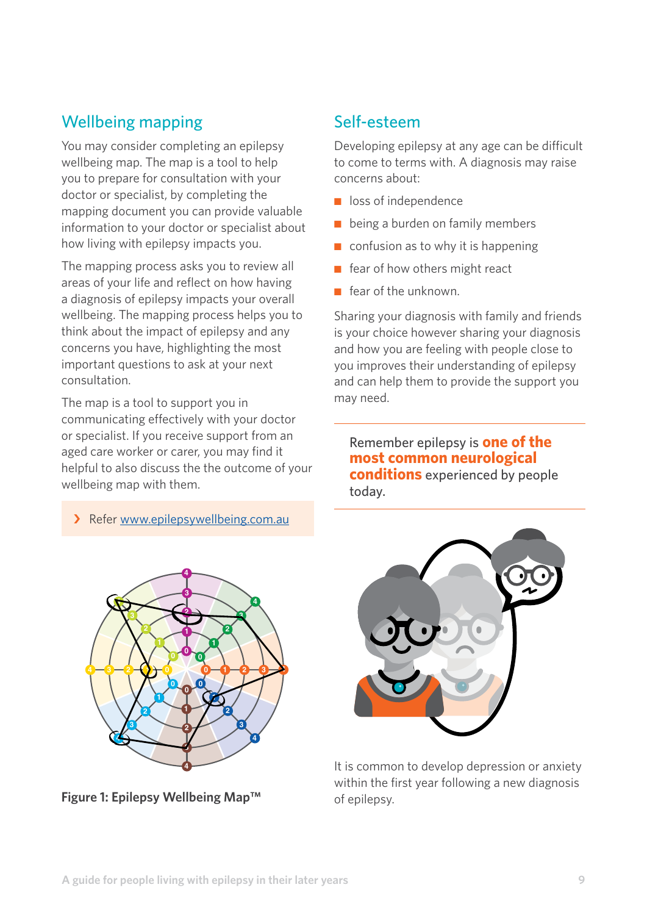## Wellbeing mapping

You may consider completing an epilepsy wellbeing map. The map is a tool to help you to prepare for consultation with your doctor or specialist, by completing the mapping document you can provide valuable information to your doctor or specialist about how living with epilepsy impacts you.

The mapping process asks you to review all areas of your life and reflect on how having a diagnosis of epilepsy impacts your overall wellbeing. The mapping process helps you to think about the impact of epilepsy and any concerns you have, highlighting the most important questions to ask at your next consultation.

The map is a tool to support you in communicating effectively with your doctor or specialist. If you receive support from an aged care worker or carer, you may find it helpful to also discuss the the outcome of your wellbeing map with them.

> Refer www.epilepsywellbeing.com.au

**Figure 1: Epilepsy Wellbeing Map™**

## Self-esteem

Developing epilepsy at any age can be difficult to come to terms with. A diagnosis may raise concerns about:

- loss of independence
- being a burden on family members
- confusion as to why it is happening
- fear of how others might react
- fear of the unknown.

Sharing your diagnosis with family and friends is your choice however sharing your diagnosis and how you are feeling with people close to you improves their understanding of epilepsy and can help them to provide the support you may need.

Remember epilepsy is **one of the most common neurological conditions** experienced by people today.

It is common to develop depression or anxiety within the first year following a new diagnosis of epilepsy.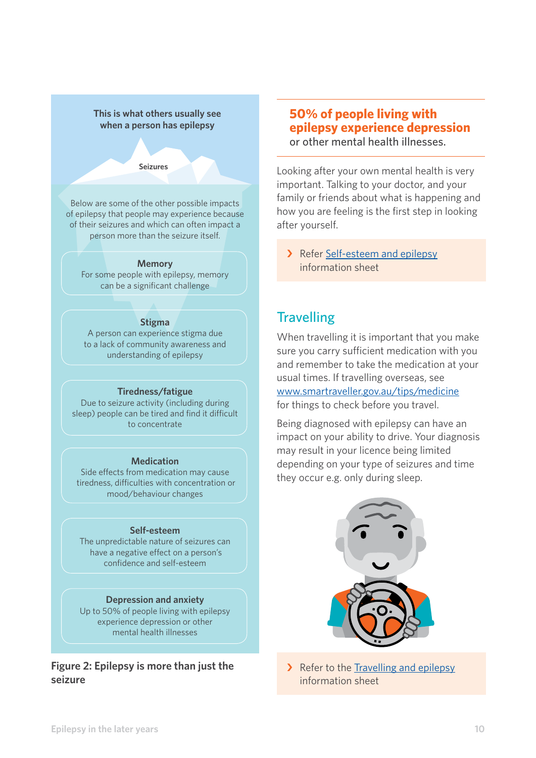This is what others usually see when a person has epilepsy

Seizures

Below are some of the other possible impacts of epilepsy that people may experience because of their seizures and which can often impact a person more than the seizure itself.

**Memory**
For some people with epilepsy, memory can be a significant challenge

**Stigma**
A person can experience stigma due to a lack of community awareness and understanding of epilepsy

**Tiredness/fatigue**
Due to seizure activity (including during sleep) people can be tired and find it difficult to concentrate

**Medication**
Side effects from medication may cause tiredness, difficulties with concentration or mood/behaviour changes

**Self-esteem**
The unpredictable nature of seizures can have a negative effect on a person's confidence and self-esteem

**Depression and anxiety**
Up to 50% of people living with epilepsy experience depression or other mental health illnesses

**Figure 2: Epilepsy is more than just the seizure**

**50% of people living with epilepsy experience depression** or other mental health illnesses.

Looking after your own mental health is very important. Talking to your doctor, and your family or friends about what is happening and how you are feeling is the first step in looking after yourself.

› Refer Self-esteem and epilepsy information sheet

## Travelling

When travelling it is important that you make sure you carry sufficient medication with you and remember to take the medication at your usual times. If travelling overseas, see www.smartraveller.gov.au/tips/medicine for things to check before you travel.

Being diagnosed with epilepsy can have an impact on your ability to drive. Your diagnosis may result in your licence being limited depending on your type of seizures and time they occur e.g. only during sleep.

› Refer to the Travelling and epilepsy information sheet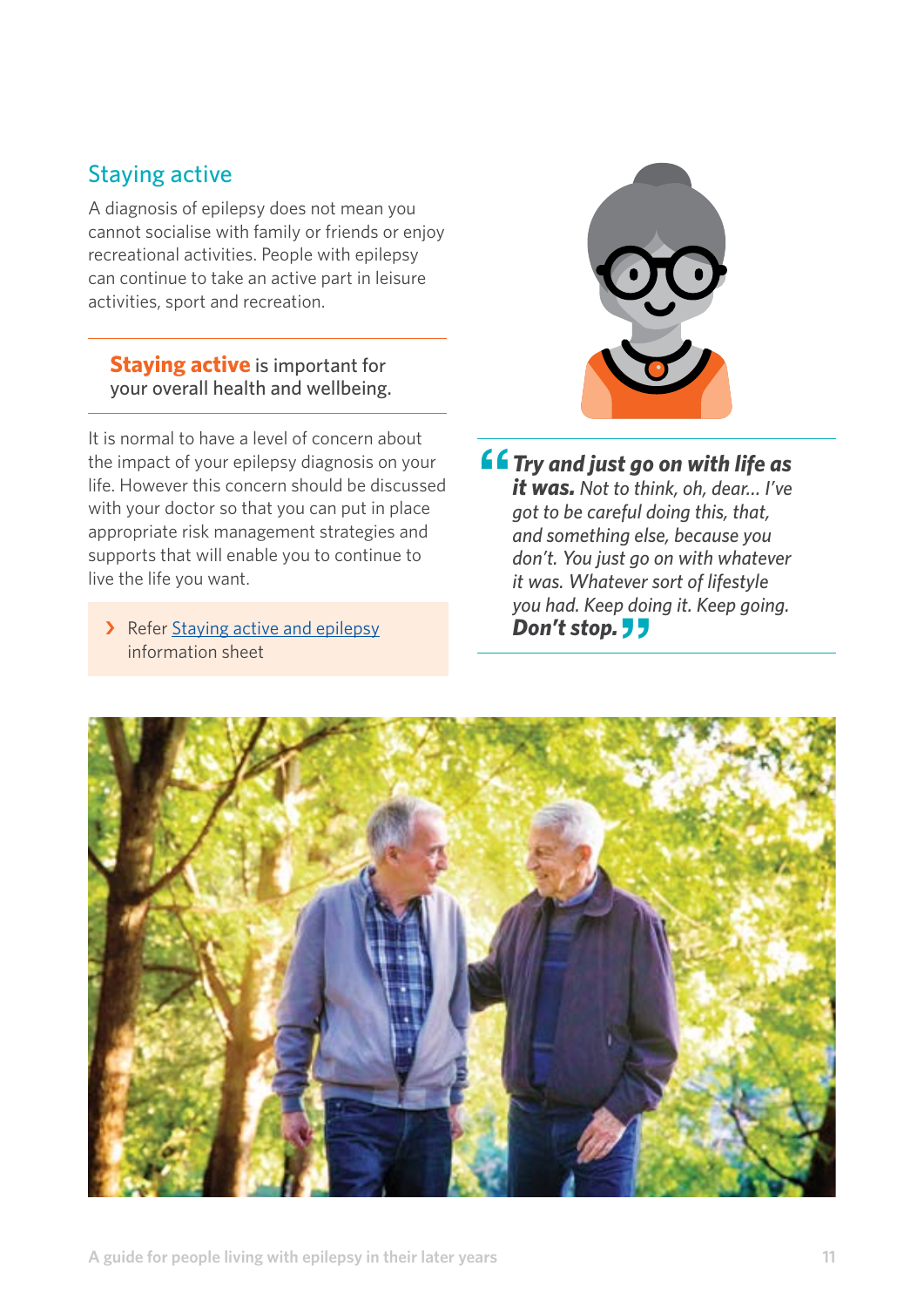## Staying active

A diagnosis of epilepsy does not mean you cannot socialise with family or friends or enjoy recreational activities. People with epilepsy can continue to take an active part in leisure activities, sport and recreation.

**Staying active** is important for your overall health and wellbeing.

It is normal to have a level of concern about the impact of your epilepsy diagnosis on your life. However this concern should be discussed with your doctor so that you can put in place appropriate risk management strategies and supports that will enable you to continue to live the life you want.

> Refer Staying active and epilepsy information sheet

*"**Try and just go on with life as it was.** Not to think, oh, dear... I've got to be careful doing this, that, and something else, because you don't. You just go on with whatever it was. Whatever sort of lifestyle you had. Keep doing it. Keep going. **Don't stop.**"*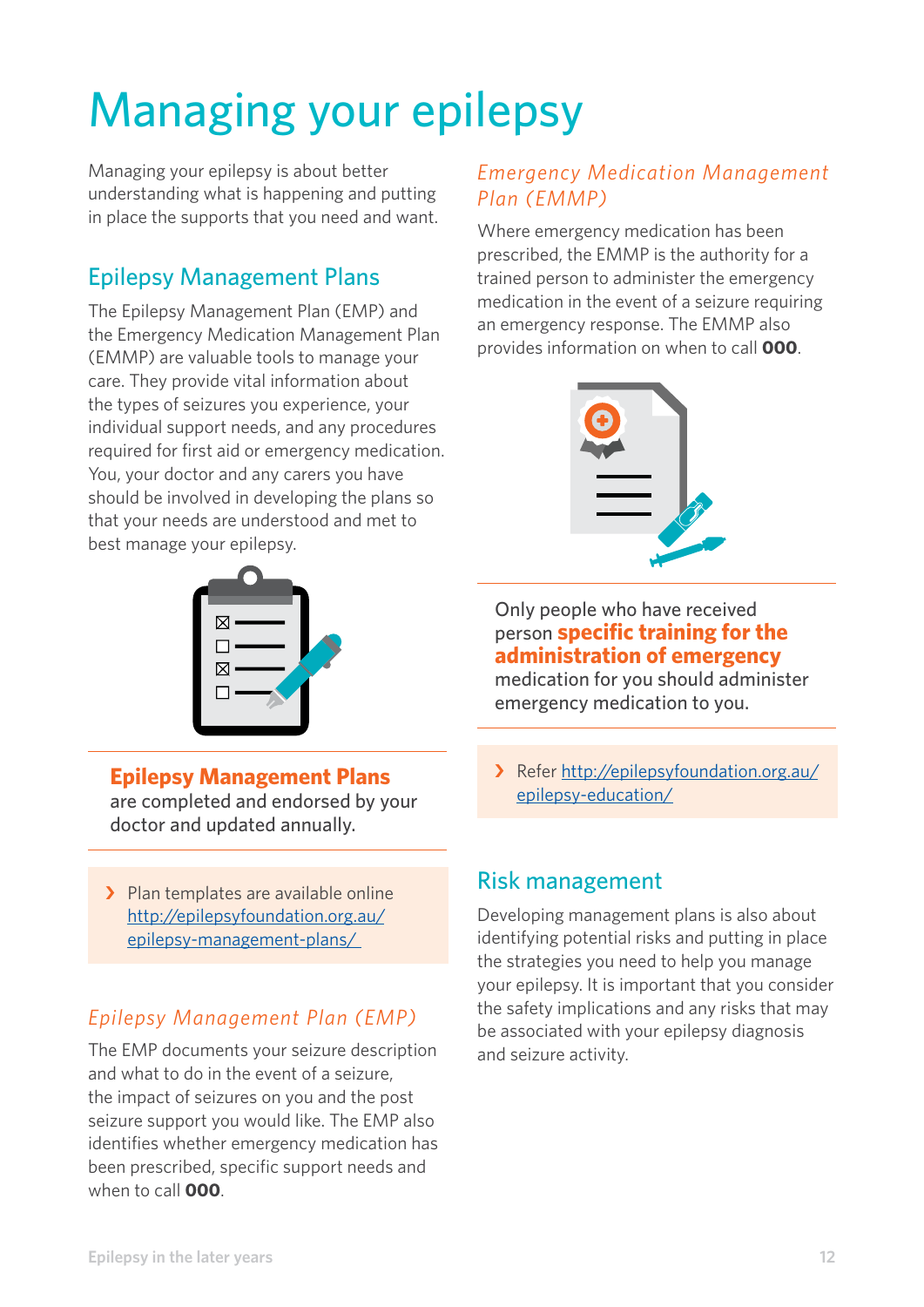# Managing your epilepsy

Managing your epilepsy is about better understanding what is happening and putting in place the supports that you need and want.

## Epilepsy Management Plans

The Epilepsy Management Plan (EMP) and the Emergency Medication Management Plan (EMMP) are valuable tools to manage your care. They provide vital information about the types of seizures you experience, your individual support needs, and any procedures required for first aid or emergency medication. You, your doctor and any carers you have should be involved in developing the plans so that your needs are understood and met to best manage your epilepsy.

**Epilepsy Management Plans** are completed and endorsed by your doctor and updated annually.

› Plan templates are available online [http://epilepsyfoundation.org.au/epilepsy-management-plans/](http://epilepsyfoundation.org.au/epilepsy-management-plans/)

### *Epilepsy Management Plan (EMP)*

The EMP documents your seizure description and what to do in the event of a seizure, the impact of seizures on you and the post seizure support you would like. The EMP also identifies whether emergency medication has been prescribed, specific support needs and when to call **000**.

### *Emergency Medication Management Plan (EMMP)*

Where emergency medication has been prescribed, the EMMP is the authority for a trained person to administer the emergency medication in the event of a seizure requiring an emergency response. The EMMP also provides information on when to call **000**.

Only people who have received person **specific training for the administration of emergency** medication for you should administer emergency medication to you.

› Refer [http://epilepsyfoundation.org.au/epilepsy-education/](http://epilepsyfoundation.org.au/epilepsy-education/)

## Risk management

Developing management plans is also about identifying potential risks and putting in place the strategies you need to help you manage your epilepsy. It is important that you consider the safety implications and any risks that may be associated with your epilepsy diagnosis and seizure activity.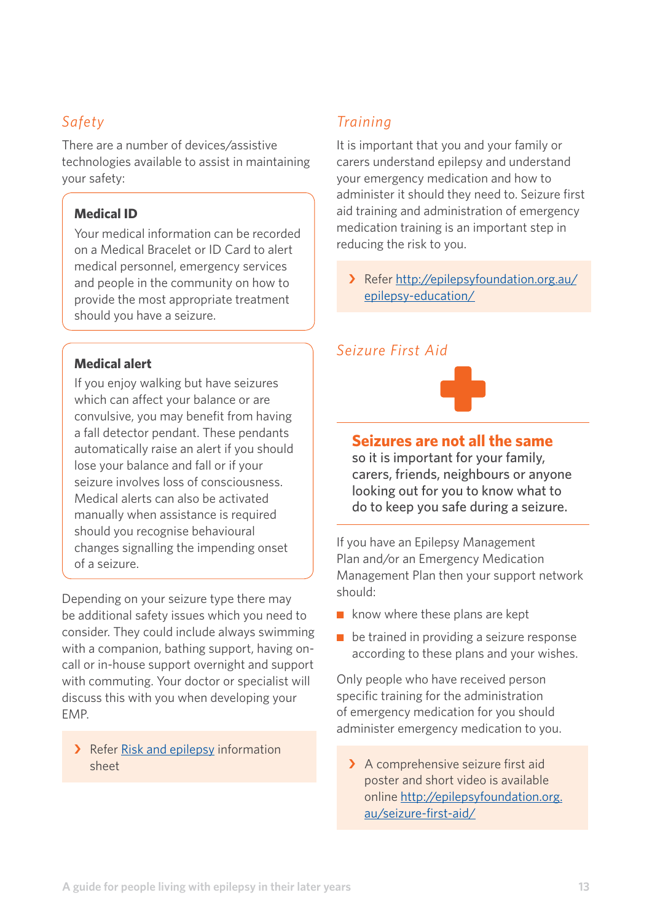## *Safety*

There are a number of devices/assistive technologies available to assist in maintaining your safety:

### Medical ID

Your medical information can be recorded on a Medical Bracelet or ID Card to alert medical personnel, emergency services and people in the community on how to provide the most appropriate treatment should you have a seizure.

### Medical alert

If you enjoy walking but have seizures which can affect your balance or are convulsive, you may benefit from having a fall detector pendant. These pendants automatically raise an alert if you should lose your balance and fall or if your seizure involves loss of consciousness. Medical alerts can also be activated manually when assistance is required should you recognise behavioural changes signalling the impending onset of a seizure.

Depending on your seizure type there may be additional safety issues which you need to consider. They could include always swimming with a companion, bathing support, having on-call or in-house support overnight and support with commuting. Your doctor or specialist will discuss this with you when developing your EMP.

> Refer Risk and epilepsy information sheet

## *Training*

It is important that you and your family or carers understand epilepsy and understand your emergency medication and how to administer it should they need to. Seizure first aid training and administration of emergency medication training is an important step in reducing the risk to you.

> Refer http://epilepsyfoundation.org.au/epilepsy-education/

## *Seizure First Aid*

**Seizures are not all the same** so it is important for your family, carers, friends, neighbours or anyone looking out for you to know what to do to keep you safe during a seizure.

If you have an Epilepsy Management Plan and/or an Emergency Medication Management Plan then your support network should:

- know where these plans are kept
- be trained in providing a seizure response according to these plans and your wishes.

Only people who have received person specific training for the administration of emergency medication for you should administer emergency medication to you.

> A comprehensive seizure first aid poster and short video is available online http://epilepsyfoundation.org.au/seizure-first-aid/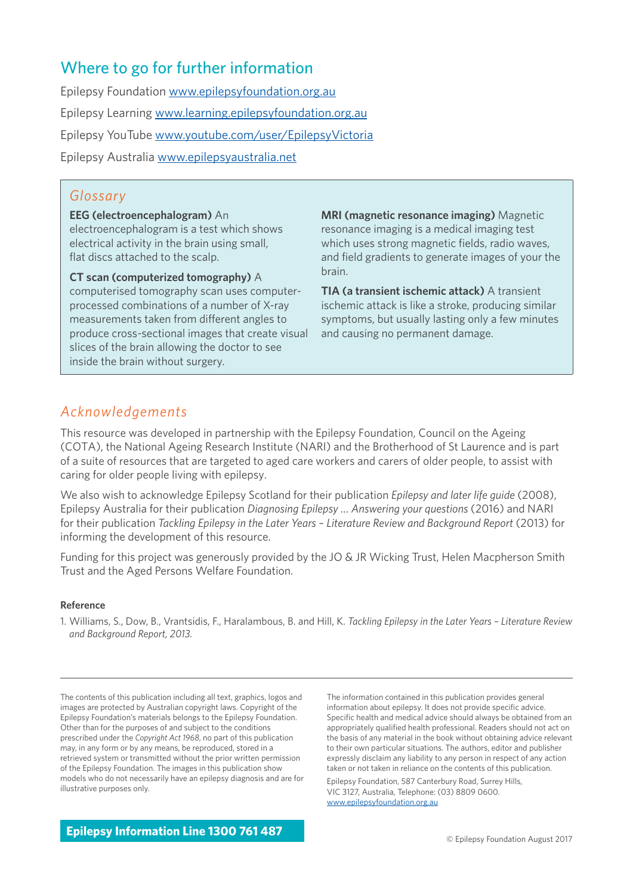## Where to go for further information

Epilepsy Foundation www.epilepsyfoundation.org.au

Epilepsy Learning www.learning.epilepsyfoundation.org.au

Epilepsy YouTube www.youtube.com/user/EpilepsyVictoria

Epilepsy Australia www.epilepsyaustralia.net

### *Glossary*

**EEG (electroencephalogram)** An electroencephalogram is a test which shows electrical activity in the brain using small, flat discs attached to the scalp.

**CT scan (computerized tomography)** A computerised tomography scan uses computer-processed combinations of a number of X-ray measurements taken from different angles to produce cross-sectional images that create visual slices of the brain allowing the doctor to see inside the brain without surgery.

**MRI (magnetic resonance imaging)** Magnetic resonance imaging is a medical imaging test which uses strong magnetic fields, radio waves, and field gradients to generate images of your the brain.

**TIA (a transient ischemic attack)** A transient ischemic attack is like a stroke, producing similar symptoms, but usually lasting only a few minutes and causing no permanent damage.

## *Acknowledgements*

This resource was developed in partnership with the Epilepsy Foundation, Council on the Ageing (COTA), the National Ageing Research Institute (NARI) and the Brotherhood of St Laurence and is part of a suite of resources that are targeted to aged care workers and carers of older people, to assist with caring for older people living with epilepsy.

We also wish to acknowledge Epilepsy Scotland for their publication *Epilepsy and later life guide* (2008), Epilepsy Australia for their publication *Diagnosing Epilepsy … Answering your questions* (2016) and NARI for their publication *Tackling Epilepsy in the Later Years – Literature Review and Background Report* (2013) for informing the development of this resource.

Funding for this project was generously provided by the JO & JR Wicking Trust, Helen Macpherson Smith Trust and the Aged Persons Welfare Foundation.

**Reference**

1. Williams, S., Dow, B., Vrantsidis, F., Haralambous, B. and Hill, K. *Tackling Epilepsy in the Later Years – Literature Review and Background Report, 2013.*

---

The contents of this publication including all text, graphics, logos and images are protected by Australian copyright laws. Copyright of the Epilepsy Foundation's materials belongs to the Epilepsy Foundation. Other than for the purposes of and subject to the conditions prescribed under the *Copyright Act 1968*, no part of this publication may, in any form or by any means, be reproduced, stored in a retrieved system or transmitted without the prior written permission of the Epilepsy Foundation. The images in this publication show models who do not necessarily have an epilepsy diagnosis and are for illustrative purposes only.

The information contained in this publication provides general information about epilepsy. It does not provide specific advice. Specific health and medical advice should always be obtained from an appropriately qualified health professional. Readers should not act on the basis of any material in the book without obtaining advice relevant to their own particular situations. The authors, editor and publisher expressly disclaim any liability to any person in respect of any action taken or not taken in reliance on the contents of this publication.

Epilepsy Foundation, 587 Canterbury Road, Surrey Hills, VIC 3127, Australia, Telephone: (03) 8809 0600. www.epilepsyfoundation.org.au

**Epilepsy Information Line 1300 761 487**

© Epilepsy Foundation August 2017